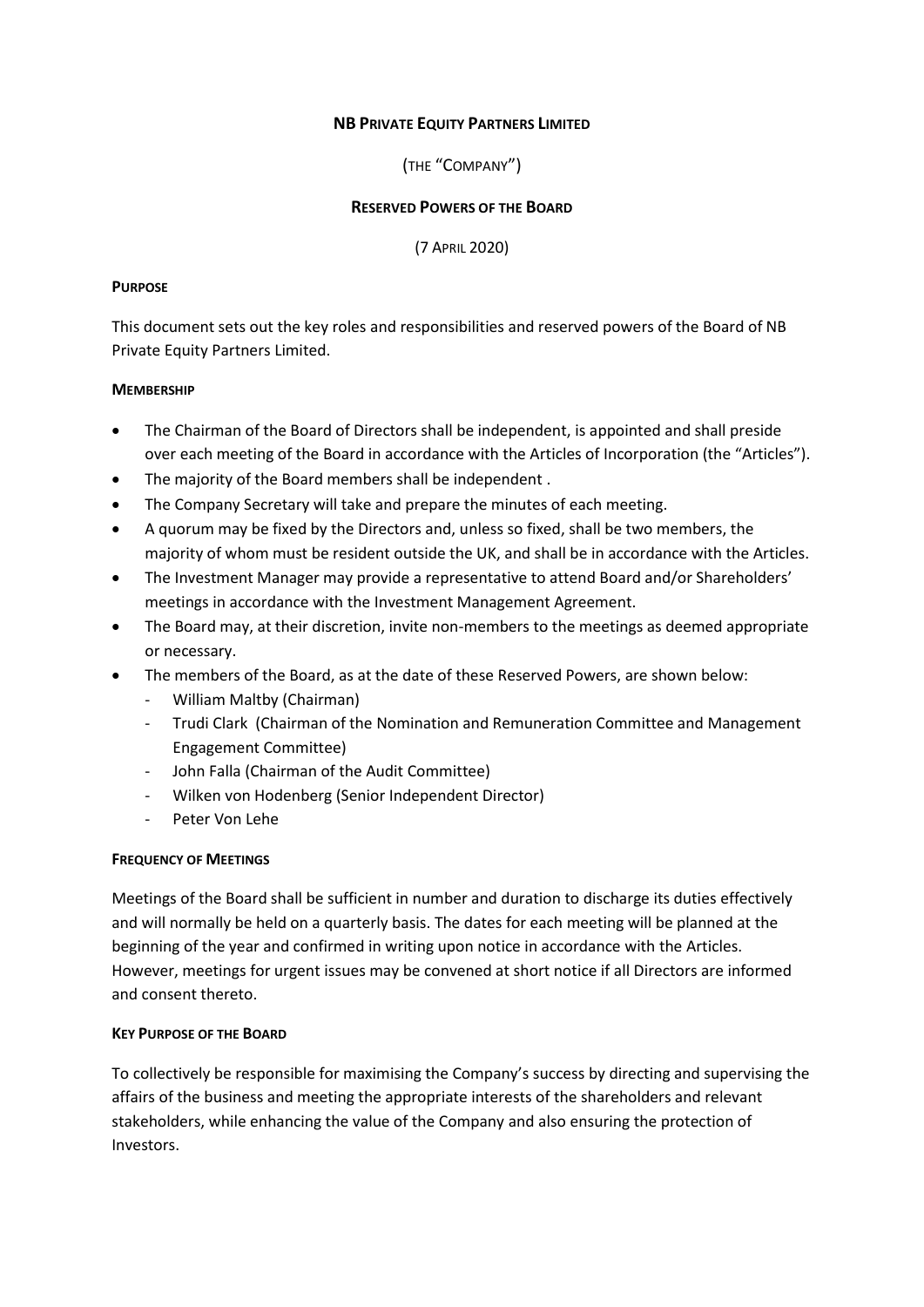# NB Private Equity Partners Limited

(THE "COMPANY")

## Reserved Powers of the Board

(7 APRIL 2020)

### Purpose

This document sets out the key roles and responsibilities and reserved powers of the Board of NB Private Equity Partners Limited.

### Membership

- The Chairman of the Board of Directors shall be independent, is appointed and shall preside over each meeting of the Board in accordance with the Articles of Incorporation (the "Articles").
- The majority of the Board members shall be independent .
- The Company Secretary will take and prepare the minutes of each meeting.
- A quorum may be fixed by the Directors and, unless so fixed, shall be two members, the majority of whom must be resident outside the UK, and shall be in accordance with the Articles.
- The Investment Manager may provide a representative to attend Board and/or Shareholders' meetings in accordance with the Investment Management Agreement.
- The Board may, at their discretion, invite non-members to the meetings as deemed appropriate or necessary.
- The members of the Board, as at the date of these Reserved Powers, are shown below:
  - William Maltby (Chairman)
  - Trudi Clark (Chairman of the Nomination and Remuneration Committee and Management Engagement Committee)
  - John Falla (Chairman of the Audit Committee)
  - Wilken von Hodenberg (Senior Independent Director)
  - Peter Von Lehe

### Frequency of Meetings

Meetings of the Board shall be sufficient in number and duration to discharge its duties effectively and will normally be held on a quarterly basis. The dates for each meeting will be planned at the beginning of the year and confirmed in writing upon notice in accordance with the Articles. However, meetings for urgent issues may be convened at short notice if all Directors are informed and consent thereto.

### Key Purpose of the Board

To collectively be responsible for maximising the Company's success by directing and supervising the affairs of the business and meeting the appropriate interests of the shareholders and relevant stakeholders, while enhancing the value of the Company and also ensuring the protection of Investors.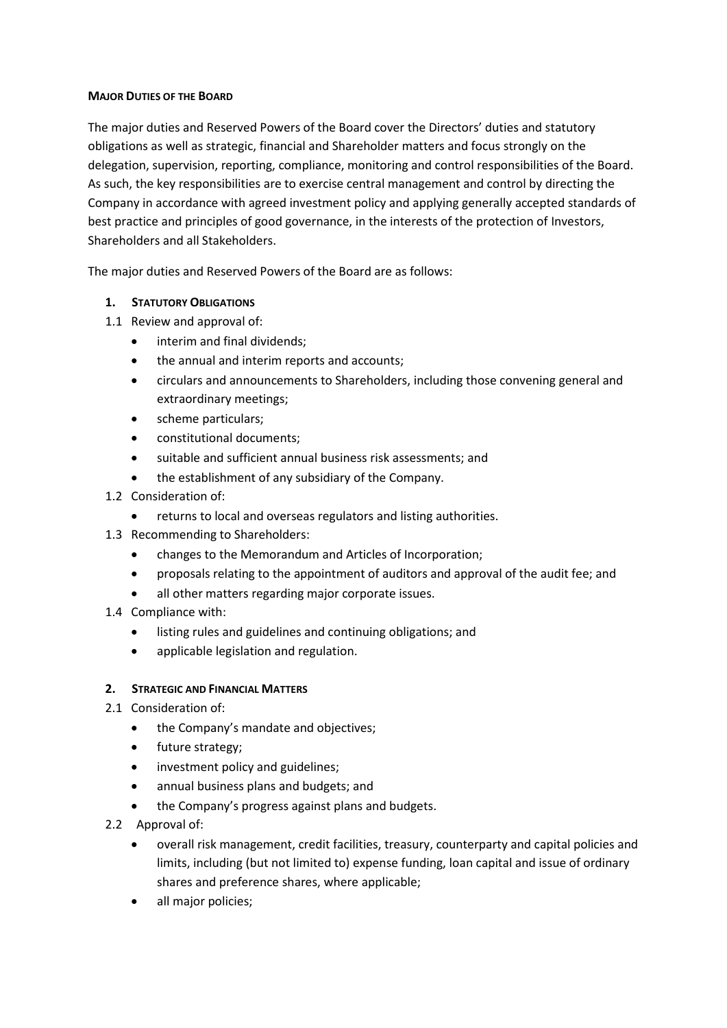**MAJOR DUTIES OF THE BOARD**

The major duties and Reserved Powers of the Board cover the Directors' duties and statutory obligations as well as strategic, financial and Shareholder matters and focus strongly on the delegation, supervision, reporting, compliance, monitoring and control responsibilities of the Board. As such, the key responsibilities are to exercise central management and control by directing the Company in accordance with agreed investment policy and applying generally accepted standards of best practice and principles of good governance, in the interests of the protection of Investors, Shareholders and all Stakeholders.

The major duties and Reserved Powers of the Board are as follows:

**1. STATUTORY OBLIGATIONS**

1.1 Review and approval of:

- interim and final dividends;
- the annual and interim reports and accounts;
- circulars and announcements to Shareholders, including those convening general and extraordinary meetings;
- scheme particulars;
- constitutional documents;
- suitable and sufficient annual business risk assessments; and
- the establishment of any subsidiary of the Company.

1.2 Consideration of:

- returns to local and overseas regulators and listing authorities.

1.3 Recommending to Shareholders:

- changes to the Memorandum and Articles of Incorporation;
- proposals relating to the appointment of auditors and approval of the audit fee; and
- all other matters regarding major corporate issues.

1.4 Compliance with:

- listing rules and guidelines and continuing obligations; and
- applicable legislation and regulation.

**2. STRATEGIC AND FINANCIAL MATTERS**

2.1 Consideration of:

- the Company's mandate and objectives;
- future strategy;
- investment policy and guidelines;
- annual business plans and budgets; and
- the Company's progress against plans and budgets.

2.2 Approval of:

- overall risk management, credit facilities, treasury, counterparty and capital policies and limits, including (but not limited to) expense funding, loan capital and issue of ordinary shares and preference shares, where applicable;
- all major policies;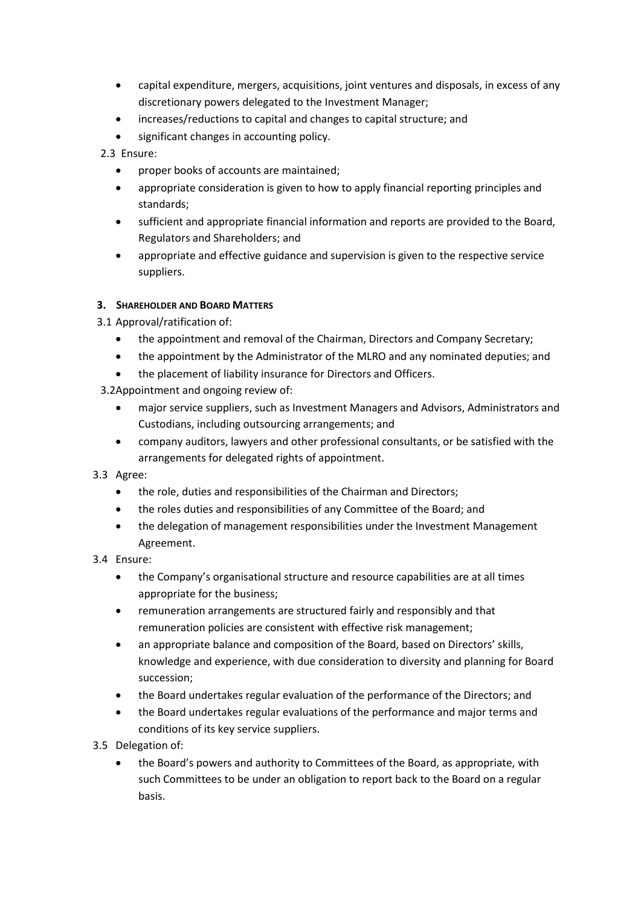- capital expenditure, mergers, acquisitions, joint ventures and disposals, in excess of any discretionary powers delegated to the Investment Manager;
- increases/reductions to capital and changes to capital structure; and
- significant changes in accounting policy.

2.3 Ensure:

- proper books of accounts are maintained;
- appropriate consideration is given to how to apply financial reporting principles and standards;
- sufficient and appropriate financial information and reports are provided to the Board, Regulators and Shareholders; and
- appropriate and effective guidance and supervision is given to the respective service suppliers.

**3. SHAREHOLDER AND BOARD MATTERS**

3.1 Approval/ratification of:

- the appointment and removal of the Chairman, Directors and Company Secretary;
- the appointment by the Administrator of the MLRO and any nominated deputies; and
- the placement of liability insurance for Directors and Officers.

3.2Appointment and ongoing review of:

- major service suppliers, such as Investment Managers and Advisors, Administrators and Custodians, including outsourcing arrangements; and
- company auditors, lawyers and other professional consultants, or be satisfied with the arrangements for delegated rights of appointment.

3.3 Agree:

- the role, duties and responsibilities of the Chairman and Directors;
- the roles duties and responsibilities of any Committee of the Board; and
- the delegation of management responsibilities under the Investment Management Agreement.

3.4 Ensure:

- the Company's organisational structure and resource capabilities are at all times appropriate for the business;
- remuneration arrangements are structured fairly and responsibly and that remuneration policies are consistent with effective risk management;
- an appropriate balance and composition of the Board, based on Directors' skills, knowledge and experience, with due consideration to diversity and planning for Board succession;
- the Board undertakes regular evaluation of the performance of the Directors; and
- the Board undertakes regular evaluations of the performance and major terms and conditions of its key service suppliers.

3.5 Delegation of:

- the Board's powers and authority to Committees of the Board, as appropriate, with such Committees to be under an obligation to report back to the Board on a regular basis.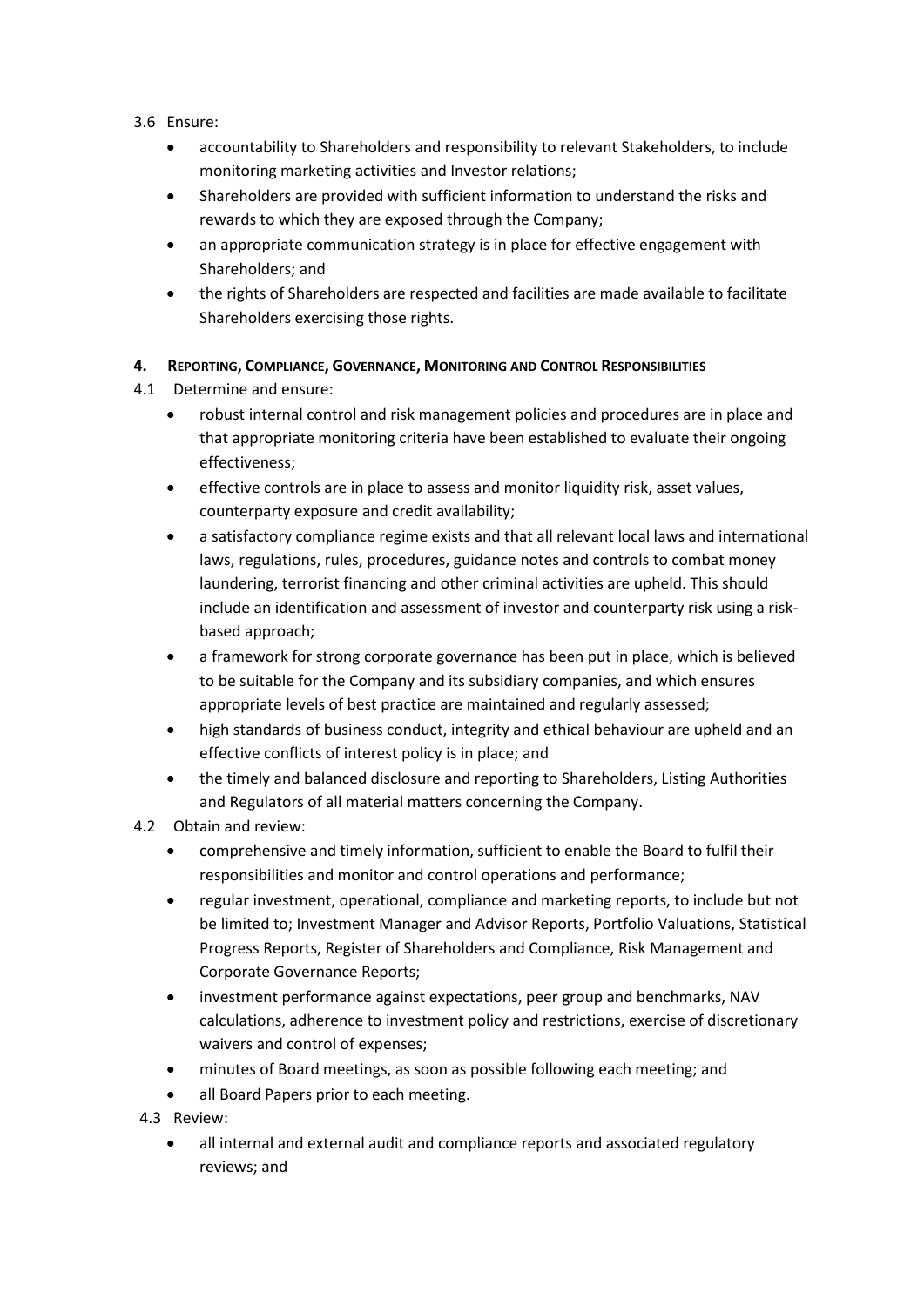3.6 Ensure:

- accountability to Shareholders and responsibility to relevant Stakeholders, to include monitoring marketing activities and Investor relations;
- Shareholders are provided with sufficient information to understand the risks and rewards to which they are exposed through the Company;
- an appropriate communication strategy is in place for effective engagement with Shareholders; and
- the rights of Shareholders are respected and facilities are made available to facilitate Shareholders exercising those rights.

**4. REPORTING, COMPLIANCE, GOVERNANCE, MONITORING AND CONTROL RESPONSIBILITIES**

4.1 Determine and ensure:

- robust internal control and risk management policies and procedures are in place and that appropriate monitoring criteria have been established to evaluate their ongoing effectiveness;
- effective controls are in place to assess and monitor liquidity risk, asset values, counterparty exposure and credit availability;
- a satisfactory compliance regime exists and that all relevant local laws and international laws, regulations, rules, procedures, guidance notes and controls to combat money laundering, terrorist financing and other criminal activities are upheld. This should include an identification and assessment of investor and counterparty risk using a risk-based approach;
- a framework for strong corporate governance has been put in place, which is believed to be suitable for the Company and its subsidiary companies, and which ensures appropriate levels of best practice are maintained and regularly assessed;
- high standards of business conduct, integrity and ethical behaviour are upheld and an effective conflicts of interest policy is in place; and
- the timely and balanced disclosure and reporting to Shareholders, Listing Authorities and Regulators of all material matters concerning the Company.

4.2 Obtain and review:

- comprehensive and timely information, sufficient to enable the Board to fulfil their responsibilities and monitor and control operations and performance;
- regular investment, operational, compliance and marketing reports, to include but not be limited to; Investment Manager and Advisor Reports, Portfolio Valuations, Statistical Progress Reports, Register of Shareholders and Compliance, Risk Management and Corporate Governance Reports;
- investment performance against expectations, peer group and benchmarks, NAV calculations, adherence to investment policy and restrictions, exercise of discretionary waivers and control of expenses;
- minutes of Board meetings, as soon as possible following each meeting; and
- all Board Papers prior to each meeting.

4.3 Review:

- all internal and external audit and compliance reports and associated regulatory reviews; and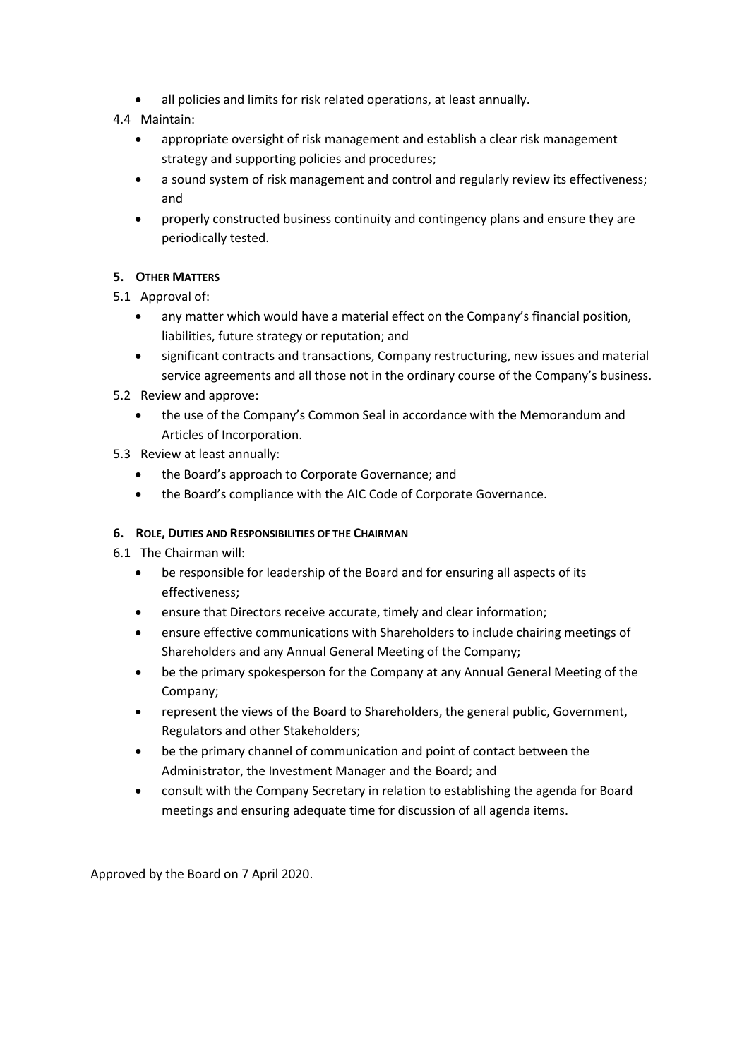- all policies and limits for risk related operations, at least annually.

4.4 Maintain:

- appropriate oversight of risk management and establish a clear risk management strategy and supporting policies and procedures;
- a sound system of risk management and control and regularly review its effectiveness; and
- properly constructed business continuity and contingency plans and ensure they are periodically tested.

## 5. OTHER MATTERS

5.1 Approval of:

- any matter which would have a material effect on the Company's financial position, liabilities, future strategy or reputation; and
- significant contracts and transactions, Company restructuring, new issues and material service agreements and all those not in the ordinary course of the Company's business.

5.2 Review and approve:

- the use of the Company's Common Seal in accordance with the Memorandum and Articles of Incorporation.

5.3 Review at least annually:

- the Board's approach to Corporate Governance; and
- the Board's compliance with the AIC Code of Corporate Governance.

## 6. ROLE, DUTIES AND RESPONSIBILITIES OF THE CHAIRMAN

6.1 The Chairman will:

- be responsible for leadership of the Board and for ensuring all aspects of its effectiveness;
- ensure that Directors receive accurate, timely and clear information;
- ensure effective communications with Shareholders to include chairing meetings of Shareholders and any Annual General Meeting of the Company;
- be the primary spokesperson for the Company at any Annual General Meeting of the Company;
- represent the views of the Board to Shareholders, the general public, Government, Regulators and other Stakeholders;
- be the primary channel of communication and point of contact between the Administrator, the Investment Manager and the Board; and
- consult with the Company Secretary in relation to establishing the agenda for Board meetings and ensuring adequate time for discussion of all agenda items.

Approved by the Board on 7 April 2020.